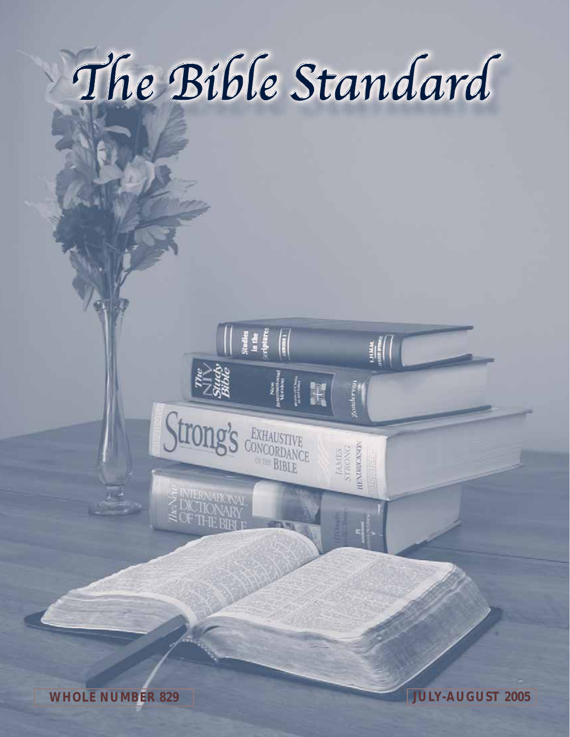# The Bible Standard

WHOLE NUMBER 829

JULY-AUGUST 2005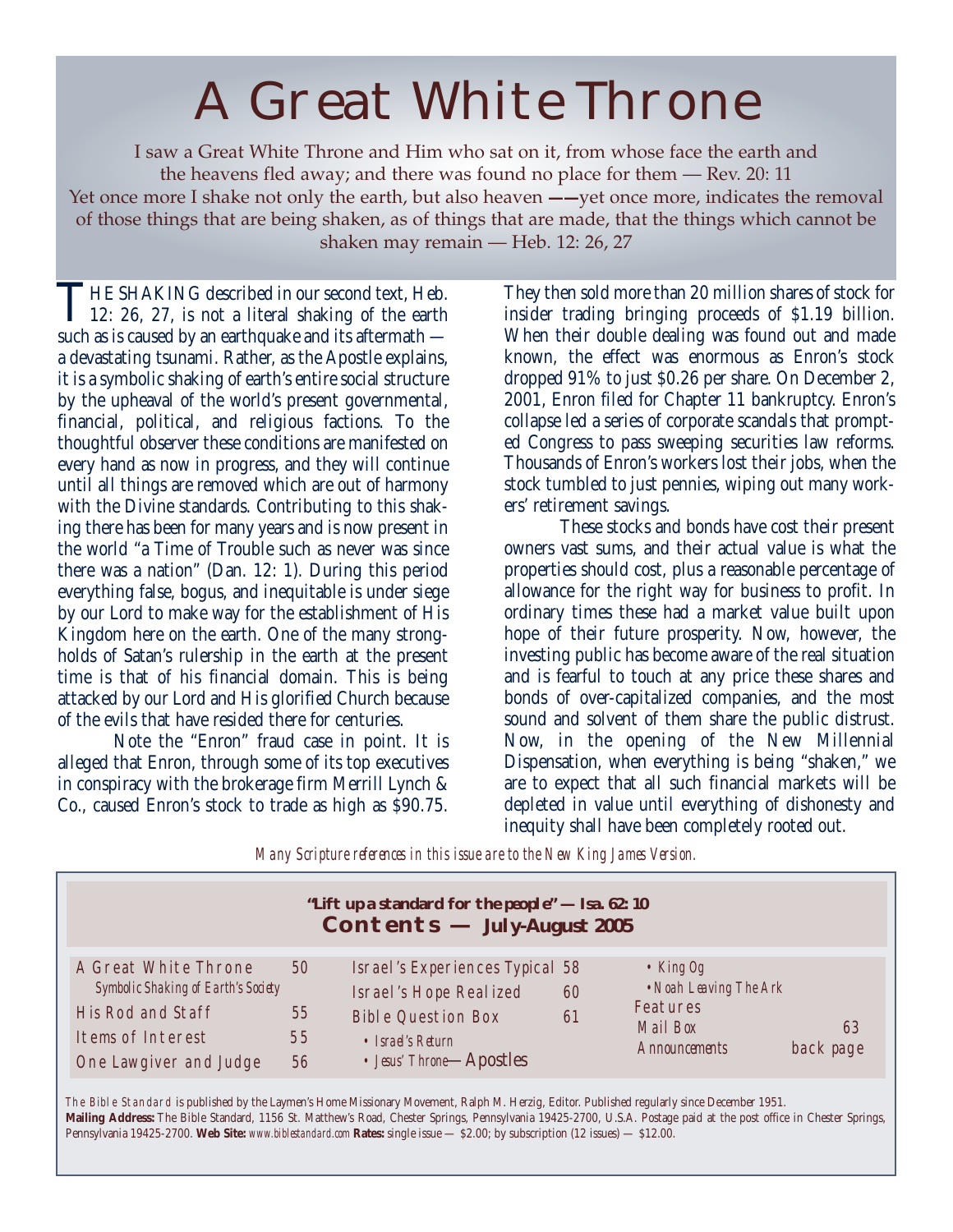# A Great White Throne

I saw a Great White Throne and Him who sat on it, from whose face the earth and the heavens fled away; and there was found no place for them — Rev. 20: 11

Yet once more I shake not only the earth, but also heaven ——yet once more, indicates the removal of those things that are being shaken, as of things that are made, that the things which cannot be shaken may remain — Heb. 12: 26, 27

THE SHAKING described in our second text, Heb. 12: 26, 27, is not a literal shaking of the earth such as is caused by an earthquake and its aftermath — a devastating tsunami. Rather, as the Apostle explains, it is a symbolic shaking of earth's entire social structure by the upheaval of the world's present governmental, financial, political, and religious factions. To the thoughtful observer these conditions are manifested on every hand as now in progress, and they will continue until all things are removed which are out of harmony with the Divine standards. Contributing to this shaking there has been for many years and is now present in the world "a Time of Trouble such as never was since there was a nation" (Dan. 12: 1). During this period everything false, bogus, and inequitable is under siege by our Lord to make way for the establishment of His Kingdom here on the earth. One of the many strongholds of Satan's rulership in the earth at the present time is that of his financial domain. This is being attacked by our Lord and His glorified Church because of the evils that have resided there for centuries.

Note the "Enron" fraud case in point. It is alleged that Enron, through some of its top executives in conspiracy with the brokerage firm Merrill Lynch & Co., caused Enron's stock to trade as high as $90.75. They then sold more than 20 million shares of stock for insider trading bringing proceeds of $1.19 billion. When their double dealing was found out and made known, the effect was enormous as Enron's stock dropped 91% to just $0.26 per share. On December 2, 2001, Enron filed for Chapter 11 bankruptcy. Enron's collapse led a series of corporate scandals that prompted Congress to pass sweeping securities law reforms. Thousands of Enron's workers lost their jobs, when the stock tumbled to just pennies, wiping out many workers' retirement savings.

These stocks and bonds have cost their present owners vast sums, and their actual value is what the properties should cost, plus a reasonable percentage of allowance for the right way for business to profit. In ordinary times these had a market value built upon hope of their future prosperity. Now, however, the investing public has become aware of the real situation and is fearful to touch at any price these shares and bonds of over-capitalized companies, and the most sound and solvent of them share the public distrust. Now, in the opening of the New Millennial Dispensation, when everything is being "shaken," we are to expect that all such financial markets will be depleted in value until everything of dishonesty and inequity shall have been completely rooted out.

*Many Scripture references in this issue are to the New King James Version.*

**"Lift up a standard for the people" — Isa. 62: 10**

## Contents — July-August 2005

| | |
|---|---|
| A Great White Throne | 50 |
| *Symbolic Shaking of Earth's Society* | |
| His Rod and Staff | 55 |
| Items of Interest | 55 |
| One Lawgiver and Judge | 56 |
| Israel's Experiences Typical | 58 |
| Israel's Hope Realized | 60 |
| Bible Question Box | 61 |
| • *Israel's Return* | |
| • *Jesus' Throne—Apostles* | |
| • *King Og* | |
| • *Noah Leaving The Ark* | |
| Features | |
| *Mail Box* | 63 |
| *Announcements* | back page |

*The Bible Standard* is published by the Laymen's Home Missionary Movement, Ralph M. Herzig, Editor. Published regularly since December 1951. **Mailing Address:** The Bible Standard, 1156 St. Matthew's Road, Chester Springs, Pennsylvania 19425-2700, U.S.A. Postage paid at the post office in Chester Springs, Pennsylvania 19425-2700. **Web Site:** *www.biblestandard.com* **Rates:** single issue — $2.00; by subscription (12 issues) — $12.00.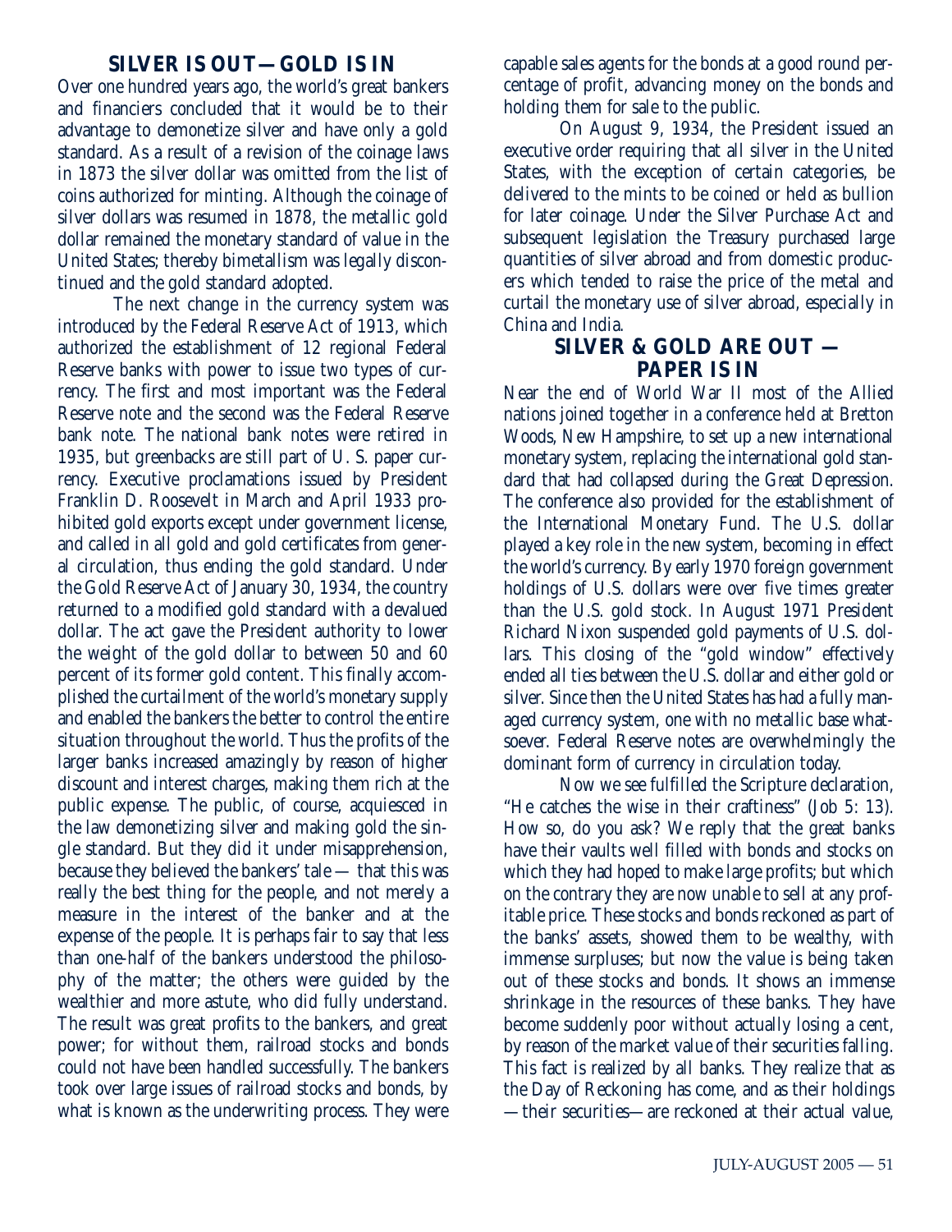## SILVER IS OUT—GOLD IS IN

Over one hundred years ago, the world's great bankers and financiers concluded that it would be to their advantage to demonetize silver and have only a gold standard. As a result of a revision of the coinage laws in 1873 the silver dollar was omitted from the list of coins authorized for minting. Although the coinage of silver dollars was resumed in 1878, the metallic gold dollar remained the monetary standard of value in the United States; thereby bimetallism was legally discontinued and the gold standard adopted.

The next change in the currency system was introduced by the Federal Reserve Act of 1913, which authorized the establishment of 12 regional Federal Reserve banks with power to issue two types of currency. The first and most important was the Federal Reserve note and the second was the Federal Reserve bank note. The national bank notes were retired in 1935, but greenbacks are still part of U. S. paper currency. Executive proclamations issued by President Franklin D. Roosevelt in March and April 1933 prohibited gold exports except under government license, and called in all gold and gold certificates from general circulation, thus ending the gold standard. Under the Gold Reserve Act of January 30, 1934, the country returned to a modified gold standard with a devalued dollar. The act gave the President authority to lower the weight of the gold dollar to between 50 and 60 percent of its former gold content. This finally accomplished the curtailment of the world's monetary supply and enabled the bankers the better to control the entire situation throughout the world. Thus the profits of the larger banks increased amazingly by reason of higher discount and interest charges, making them rich at the public expense. The public, of course, acquiesced in the law demonetizing silver and making gold the single standard. But they did it under misapprehension, because they believed the bankers' tale — that this was really the best thing for the people, and not merely a measure in the interest of the banker and at the expense of the people. It is perhaps fair to say that less than one-half of the bankers understood the philosophy of the matter; the others were guided by the wealthier and more astute, who did fully understand. The result was great profits to the bankers, and great power; for without them, railroad stocks and bonds could not have been handled successfully. The bankers took over large issues of railroad stocks and bonds, by what is known as the underwriting process. They were capable sales agents for the bonds at a good round percentage of profit, advancing money on the bonds and holding them for sale to the public.

On August 9, 1934, the President issued an executive order requiring that all silver in the United States, with the exception of certain categories, be delivered to the mints to be coined or held as bullion for later coinage. Under the Silver Purchase Act and subsequent legislation the Treasury purchased large quantities of silver abroad and from domestic producers which tended to raise the price of the metal and curtail the monetary use of silver abroad, especially in China and India.

## SILVER & GOLD ARE OUT — PAPER IS IN

Near the end of World War II most of the Allied nations joined together in a conference held at Bretton Woods, New Hampshire, to set up a new international monetary system, replacing the international gold standard that had collapsed during the Great Depression. The conference also provided for the establishment of the International Monetary Fund. The U.S. dollar played a key role in the new system, becoming in effect the world's currency. By early 1970 foreign government holdings of U.S. dollars were over five times greater than the U.S. gold stock. In August 1971 President Richard Nixon suspended gold payments of U.S. dollars. This closing of the "gold window" effectively ended all ties between the U.S. dollar and either gold or silver. Since then the United States has had a fully managed currency system, one with no metallic base whatsoever. Federal Reserve notes are overwhelmingly the dominant form of currency in circulation today.

Now we see fulfilled the Scripture declaration, "He catches the wise in their craftiness" (Job 5: 13). How so, do you ask? We reply that the great banks have their vaults well filled with bonds and stocks on which they had hoped to make large profits; but which on the contrary they are now unable to sell at any profitable price. These stocks and bonds reckoned as part of the banks' assets, showed them to be wealthy, with immense surpluses; but now the value is being taken out of these stocks and bonds. It shows an immense shrinkage in the resources of these banks. They have become suddenly poor without actually losing a cent, by reason of the market value of their securities falling. This fact is realized by all banks. They realize that as the Day of Reckoning has come, and as their holdings —their securities—are reckoned at their actual value,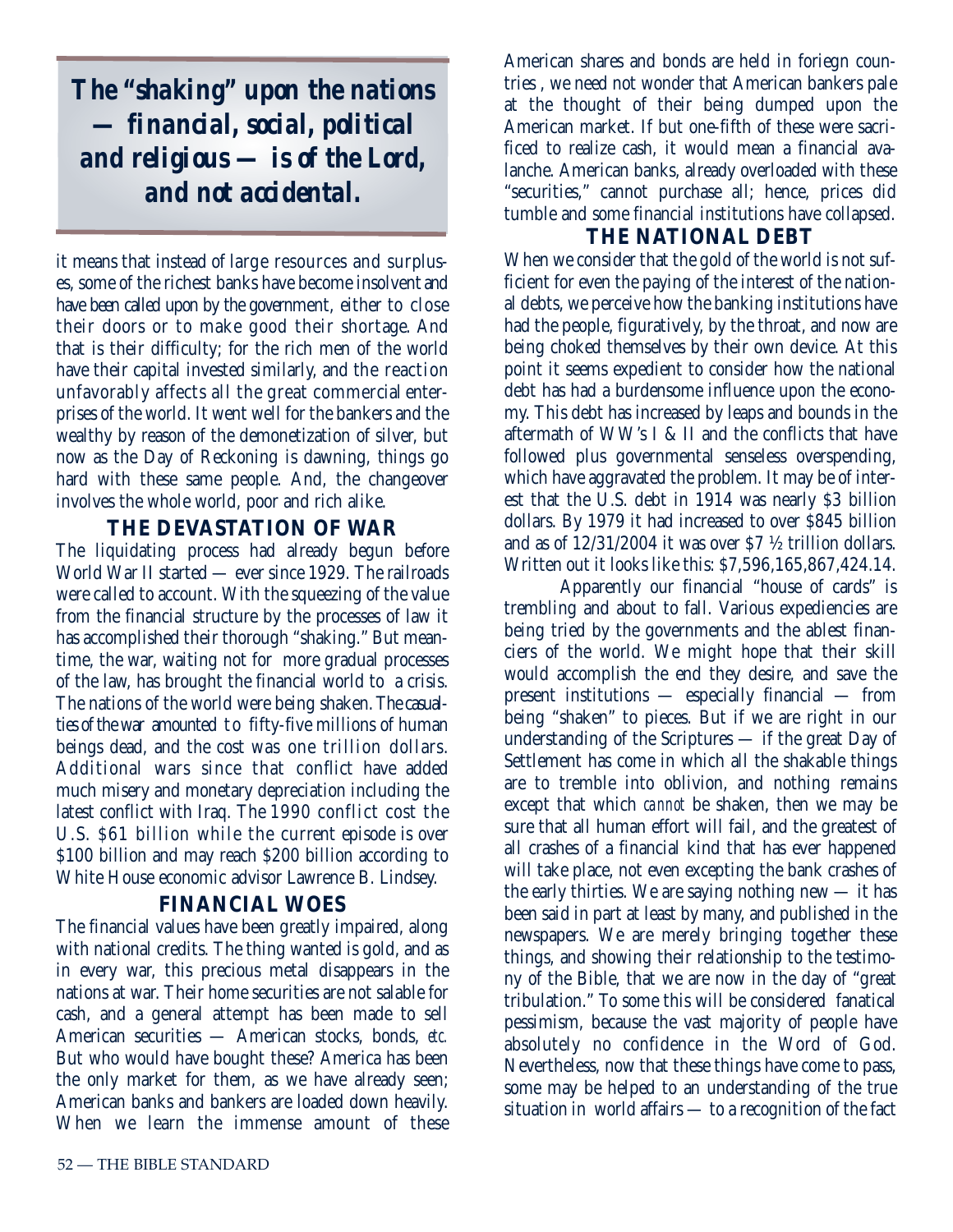***The "shaking" upon the nations — financial, social, political and religious — is of the Lord, and not accidental.***

it means that instead of large resources and surpluses, some of the richest banks have become insolvent and have been called upon by the government, either to close their doors or to make good their shortage. And that is their difficulty; for the rich men of the world have their capital invested similarly, and the reaction unfavorably affects all the great commercial enterprises of the world. It went well for the bankers and the wealthy by reason of the demonetization of silver, but now as the Day of Reckoning is dawning, things go hard with these same people. And, the changeover involves the whole world, poor and rich alike.

## THE DEVASTATION OF WAR

The liquidating process had already begun before World War II started — ever since 1929. The railroads were called to account. With the squeezing of the value from the financial structure by the processes of law it has accomplished their thorough "shaking." But meantime, the war, waiting not for more gradual processes of the law, has brought the financial world to a crisis. The nations of the world were being shaken. The casualties of the war amounted to fifty-five millions of human beings dead, and the cost was one trillion dollars. Additional wars since that conflict have added much misery and monetary depreciation including the latest conflict with Iraq. The 1990 conflict cost the U.S. $61 billion while the current episode is over $100 billion and may reach $200 billion according to White House economic advisor Lawrence B. Lindsey.

## FINANCIAL WOES

The financial values have been greatly impaired, along with national credits. The thing wanted is gold, and as in every war, this precious metal disappears in the nations at war. Their home securities are not salable for cash, and a general attempt has been made to sell American securities — American stocks, bonds, *etc.* But who would have bought these? America has been the only market for them, as we have already seen; American banks and bankers are loaded down heavily. When we learn the immense amount of these American shares and bonds are held in foriegn countries , we need not wonder that American bankers pale at the thought of their being dumped upon the American market. If but one-fifth of these were sacrificed to realize cash, it would mean a financial avalanche. American banks, already overloaded with these "securities," cannot purchase all; hence, prices did tumble and some financial institutions have collapsed.

## THE NATIONAL DEBT

When we consider that the gold of the world is not sufficient for even the paying of the interest of the national debts, we perceive how the banking institutions have had the people, figuratively, by the throat, and now are being choked themselves by their own device. At this point it seems expedient to consider how the national debt has had a burdensome influence upon the economy. This debt has increased by leaps and bounds in the aftermath of WW's I & II and the conflicts that have followed plus governmental senseless overspending, which have aggravated the problem. It may be of interest that the U.S. debt in 1914 was nearly $3 billion dollars. By 1979 it had increased to over $845 billion and as of 12/31/2004 it was over $7 ½ trillion dollars. Written out it looks like this: $7,596,165,867,424.14.

Apparently our financial "house of cards" is trembling and about to fall. Various expediencies are being tried by the governments and the ablest financiers of the world. We might hope that their skill would accomplish the end they desire, and save the present institutions — especially financial — from being "shaken" to pieces. But if we are right in our understanding of the Scriptures — if the great Day of Settlement has come in which all the shakable things are to tremble into oblivion, and nothing remains except that which *cannot* be shaken, then we may be sure that all human effort will fail, and the greatest of all crashes of a financial kind that has ever happened will take place, not even excepting the bank crashes of the early thirties. We are saying nothing new — it has been said in part at least by many, and published in the newspapers. We are merely bringing together these things, and showing their relationship to the testimony of the Bible, that we are now in the day of "great tribulation." To some this will be considered fanatical pessimism, because the vast majority of people have absolutely no confidence in the Word of God. Nevertheless, now that these things have come to pass, some may be helped to an understanding of the true situation in world affairs — to a recognition of the fact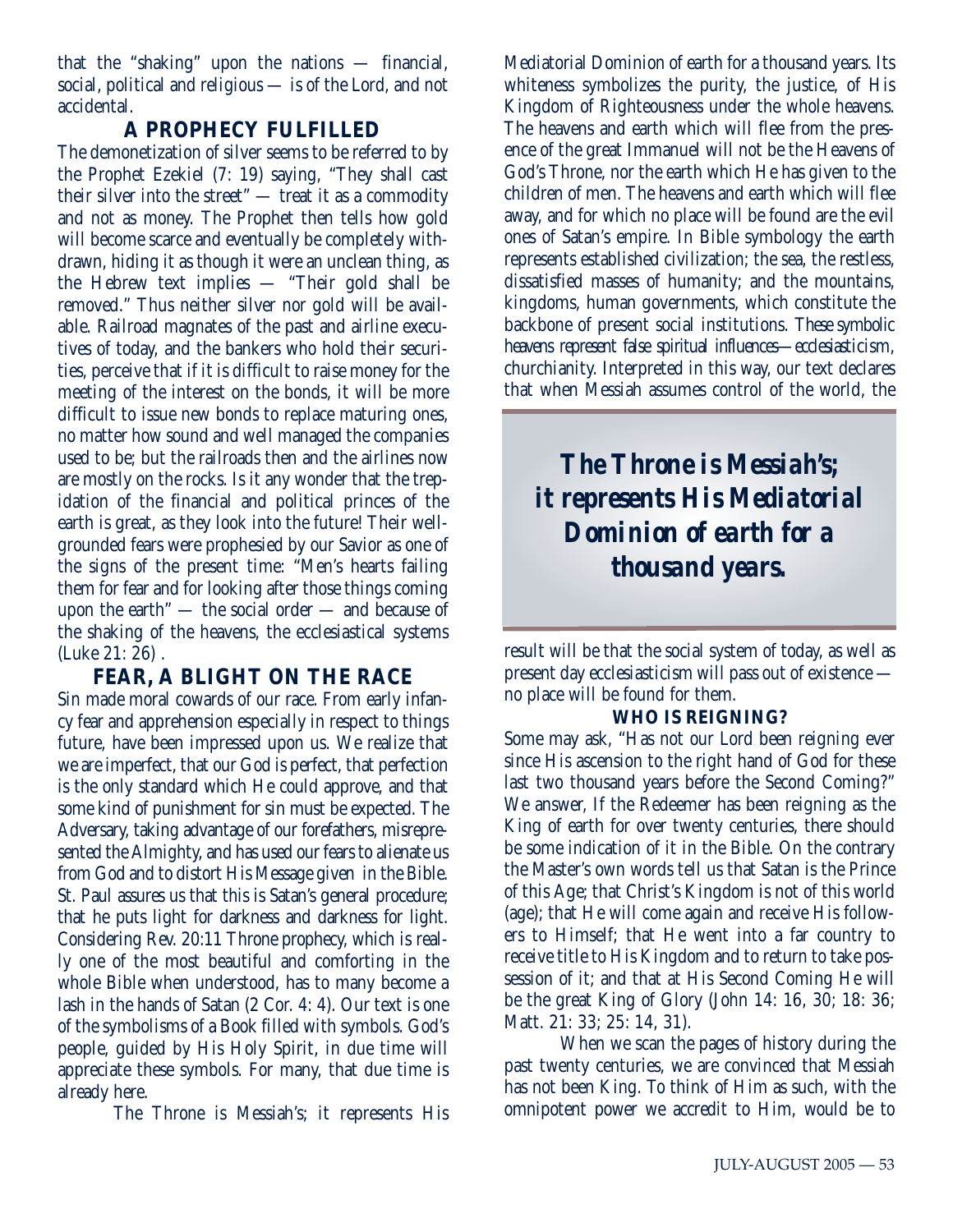that the "shaking" upon the nations — financial, social, political and religious — is of the Lord, and not accidental.

## A PROPHECY FULFILLED

The demonetization of silver seems to be referred to by the Prophet Ezekiel (7: 19) saying, "They shall cast their silver into the street" — treat it as a commodity and not as money. The Prophet then tells how gold will become scarce and eventually be completely withdrawn, hiding it as though it were an unclean thing, as the Hebrew text implies — "Their gold shall be removed." Thus neither silver nor gold will be available. Railroad magnates of the past and airline executives of today, and the bankers who hold their securities, perceive that if it is difficult to raise money for the meeting of the interest on the bonds, it will be more difficult to issue new bonds to replace maturing ones, no matter how sound and well managed the companies used to be; but the railroads then and the airlines now are mostly on the rocks. Is it any wonder that the trepidation of the financial and political princes of the earth is great, as they look into the future! Their well-grounded fears were prophesied by our Savior as one of the signs of the present time: "Men's hearts failing them for fear and for looking after those things coming upon the earth" — the social order — and because of the shaking of the heavens, the ecclesiastical systems (Luke 21: 26) .

## FEAR, A BLIGHT ON THE RACE

Sin made moral cowards of our race. From early infancy fear and apprehension especially in respect to things future, have been impressed upon us. We realize that we are imperfect, that our God is perfect, that perfection is the only standard which He could approve, and that some kind of punishment for sin must be expected. The Adversary, taking advantage of our forefathers, misrepresented the Almighty, and has used our fears to alienate us from God and to distort His Message given in the Bible. St. Paul assures us that this is Satan's general procedure; that he puts light for darkness and darkness for light. Considering Rev. 20:11 Throne prophecy, which is really one of the most beautiful and comforting in the whole Bible when understood, has to many become a lash in the hands of Satan (2 Cor. 4: 4). Our text is one of the symbolisms of a Book filled with symbols. God's people, guided by His Holy Spirit, in due time will appreciate these symbols. For many, that due time is already here.

The Throne is Messiah's; it represents His Mediatorial Dominion of earth for a thousand years. Its whiteness symbolizes the purity, the justice, of His Kingdom of Righteousness under the whole heavens. The heavens and earth which will flee from the presence of the great Immanuel will not be the Heavens of God's Throne, nor the earth which He has given to the children of men. The heavens and earth which will flee away, and for which no place will be found are the evil ones of Satan's empire. In Bible symbology the earth represents established civilization; the sea, the restless, dissatisfied masses of humanity; and the mountains, kingdoms, human governments, which constitute the backbone of present social institutions. These symbolic heavens represent false spiritual influences—ecclesiasticism, churchianity. Interpreted in this way, our text declares that when Messiah assumes control of the world, the result will be that the social system of today, as well as present day ecclesiasticism will pass out of existence — no place will be found for them.

> ***The Throne is Messiah's; it represents His Mediatorial Dominion of earth for a thousand years.***

### WHO IS REIGNING?

Some may ask, "Has not our Lord been reigning ever since His ascension to the right hand of God for these last two thousand years before the Second Coming?" We answer, If the Redeemer has been reigning as the King of earth for over twenty centuries, there should be some indication of it in the Bible. On the contrary the Master's own words tell us that Satan is the Prince of this Age; that Christ's Kingdom is not of this world (age); that He will come again and receive His followers to Himself; that He went into a far country to receive title to His Kingdom and to return to take possession of it; and that at His Second Coming He will be the great King of Glory (John 14: 16, 30; 18: 36; Matt. 21: 33; 25: 14, 31).

When we scan the pages of history during the past twenty centuries, we are convinced that Messiah has not been King. To think of Him as such, with the omnipotent power we accredit to Him, would be to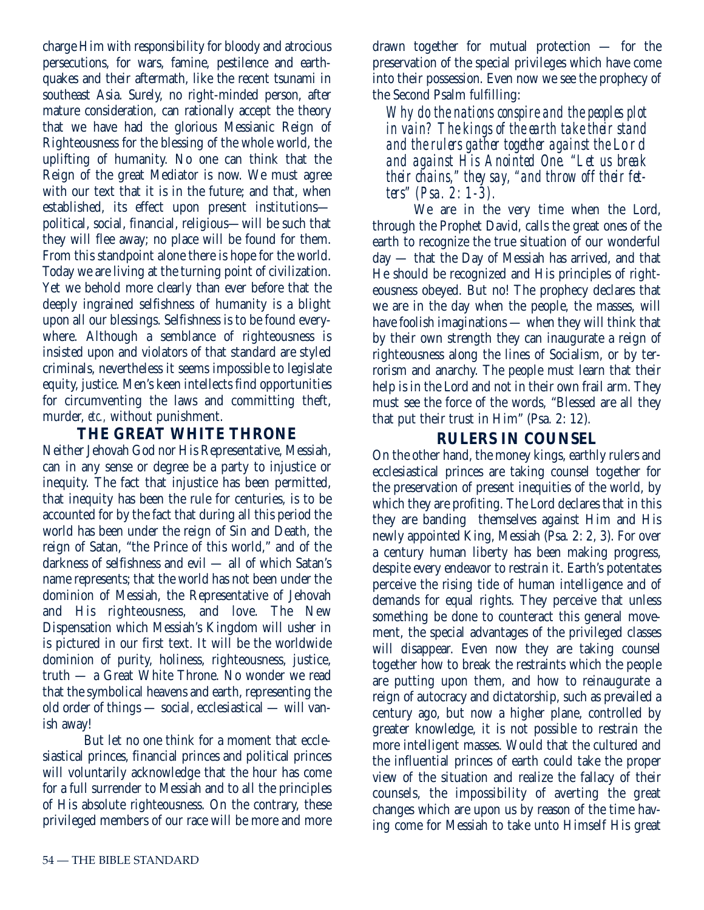charge Him with responsibility for bloody and atrocious persecutions, for wars, famine, pestilence and earthquakes and their aftermath, like the recent tsunami in southeast Asia. Surely, no right-minded person, after mature consideration, can rationally accept the theory that we have had the glorious Messianic Reign of Righteousness for the blessing of the whole world, the uplifting of humanity. No one can think that the Reign of the great Mediator is now. We must agree with our text that it is in the future; and that, when established, its effect upon present institutions—political, social, financial, religious—will be such that they will flee away; no place will be found for them. From this standpoint alone there is hope for the world. Today we are living at the turning point of civilization. Yet we behold more clearly than ever before that the deeply ingrained selfishness of humanity is a blight upon all our blessings. Selfishness is to be found everywhere. Although a semblance of righteousness is insisted upon and violators of that standard are styled criminals, nevertheless it seems impossible to legislate equity, justice. Men's keen intellects find opportunities for circumventing the laws and committing theft, murder, *etc.,* without punishment.

## THE GREAT WHITE THRONE

Neither Jehovah God nor His Representative, Messiah, can in any sense or degree be a party to injustice or inequity. The fact that injustice has been permitted, that inequity has been the rule for centuries, is to be accounted for by the fact that during all this period the world has been under the reign of Sin and Death, the reign of Satan, "the Prince of this world," and of the darkness of selfishness and evil — all of which Satan's name represents; that the world has not been under the dominion of Messiah, the Representative of Jehovah and His righteousness, and love. The New Dispensation which Messiah's Kingdom will usher in is pictured in our first text. It will be the worldwide dominion of purity, holiness, righteousness, justice, truth — a Great White Throne. No wonder we read that the symbolical heavens and earth, representing the old order of things — social, ecclesiastical — will vanish away!

But let no one think for a moment that ecclesiastical princes, financial princes and political princes will voluntarily acknowledge that the hour has come for a full surrender to Messiah and to all the principles of His absolute righteousness. On the contrary, these privileged members of our race will be more and more drawn together for mutual protection — for the preservation of the special privileges which have come into their possession. Even now we see the prophecy of the Second Psalm fulfilling:

> *Why do the nations conspire and the peoples plot in vain? The kings of the earth take their stand and the rulers gather together against the* Lord *and against His Anointed One. "Let us break their chains," they say, "and throw off their fetters" (Psa. 2: 1-3).*

We are in the very time when the Lord, through the Prophet David, calls the great ones of the earth to recognize the true situation of our wonderful day — that the Day of Messiah has arrived, and that He should be recognized and His principles of righteousness obeyed. But no! The prophecy declares that we are in the day when the people, the masses, will have foolish imaginations — when they will think that by their own strength they can inaugurate a reign of righteousness along the lines of Socialism, or by terrorism and anarchy. The people must learn that their help is in the Lord and not in their own frail arm. They must see the force of the words, "Blessed are all they that put their trust in Him" (Psa. 2: 12).

## RULERS IN COUNSEL

On the other hand, the money kings, earthly rulers and ecclesiastical princes are taking counsel together for the preservation of present inequities of the world, by which they are profiting. The Lord declares that in this they are banding themselves against Him and His newly appointed King, Messiah (Psa. 2: 2, 3). For over a century human liberty has been making progress, despite every endeavor to restrain it. Earth's potentates perceive the rising tide of human intelligence and of demands for equal rights. They perceive that unless something be done to counteract this general movement, the special advantages of the privileged classes will disappear. Even now they are taking counsel together how to break the restraints which the people are putting upon them, and how to reinaugurate a reign of autocracy and dictatorship, such as prevailed a century ago, but now a higher plane, controlled by greater knowledge, it is not possible to restrain the more intelligent masses. Would that the cultured and the influential princes of earth could take the proper view of the situation and realize the fallacy of their counsels, the impossibility of averting the great changes which are upon us by reason of the time having come for Messiah to take unto Himself His great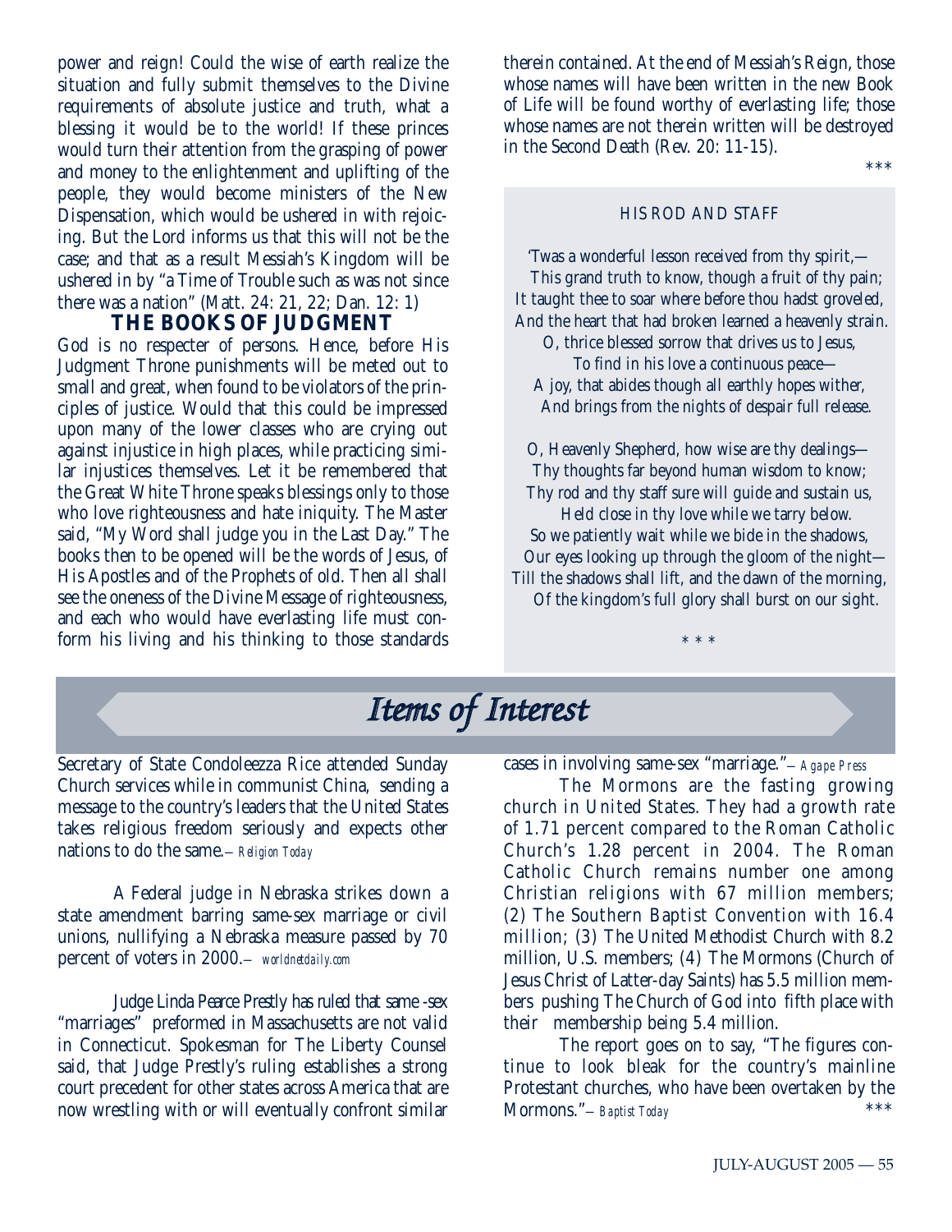power and reign! Could the wise of earth realize the situation and fully submit themselves to the Divine requirements of absolute justice and truth, what a blessing it would be to the world! If these princes would turn their attention from the grasping of power and money to the enlightenment and uplifting of the people, they would become ministers of the New Dispensation, which would be ushered in with rejoicing. But the Lord informs us that this will not be the case; and that as a result Messiah's Kingdom will be ushered in by "a Time of Trouble such as was not since there was a nation" (Matt. 24: 21, 22; Dan. 12: 1)

## THE BOOKS OF JUDGMENT

God is no respecter of persons. Hence, before His Judgment Throne punishments will be meted out to small and great, when found to be violators of the principles of justice. Would that this could be impressed upon many of the lower classes who are crying out against injustice in high places, while practicing similar injustices themselves. Let it be remembered that the Great White Throne speaks blessings only to those who love righteousness and hate iniquity. The Master said, "My Word shall judge you in the Last Day." The books then to be opened will be the words of Jesus, of His Apostles and of the Prophets of old. Then all shall see the oneness of the Divine Message of righteousness, and each who would have everlasting life must conform his living and his thinking to those standards therein contained. At the end of Messiah's Reign, those whose names will have been written in the new Book of Life will be found worthy of everlasting life; those whose names are not therein written will be destroyed in the Second Death (Rev. 20: 11-15).

***

### HIS ROD AND STAFF

'Twas a wonderful lesson received from thy spirit,—
This grand truth to know, though a fruit of thy pain;
It taught thee to soar where before thou hadst groveled,
And the heart that had broken learned a heavenly strain.
O, thrice blessed sorrow that drives us to Jesus,
To find in his love a continuous peace—
A joy, that abides though all earthly hopes wither,
And brings from the nights of despair full release.

O, Heavenly Shepherd, how wise are thy dealings—
Thy thoughts far beyond human wisdom to know;
Thy rod and thy staff sure will guide and sustain us,
Held close in thy love while we tarry below.
So we patiently wait while we bide in the shadows,
Our eyes looking up through the gloom of the night—
Till the shadows shall lift, and the dawn of the morning,
Of the kingdom's full glory shall burst on our sight.

* * *

# *Items of Interest*

Secretary of State Condoleezza Rice attended Sunday Church services while in communist China, sending a message to the country's leaders that the United States takes religious freedom seriously and expects other nations to do the same.*—Religion Today*

A Federal judge in Nebraska strikes down a state amendment barring same-sex marriage or civil unions, nullifying a Nebraska measure passed by 70 percent of voters in 2000.*—worldnetdaily.com*

Judge Linda Pearce Prestly has ruled that same -sex "marriages" preformed in Massachusetts are not valid in Connecticut. Spokesman for The Liberty Counsel said, that Judge Prestly's ruling establishes a strong court precedent for other states across America that are now wrestling with or will eventually confront similar cases in involving same-sex "marriage."*—Agape Press*

The Mormons are the fasting growing church in United States. They had a growth rate of 1.71 percent compared to the Roman Catholic Church's 1.28 percent in 2004. The Roman Catholic Church remains number one among Christian religions with 67 million members; (2) The Southern Baptist Convention with 16.4 million; (3) The United Methodist Church with 8.2 million, U.S. members; (4) The Mormons (Church of Jesus Christ of Latter-day Saints) has 5.5 million members pushing The Church of God into fifth place with their membership being 5.4 million.

The report goes on to say, "The figures continue to look bleak for the country's mainline Protestant churches, who have been overtaken by the Mormons."*—Baptist Today*

***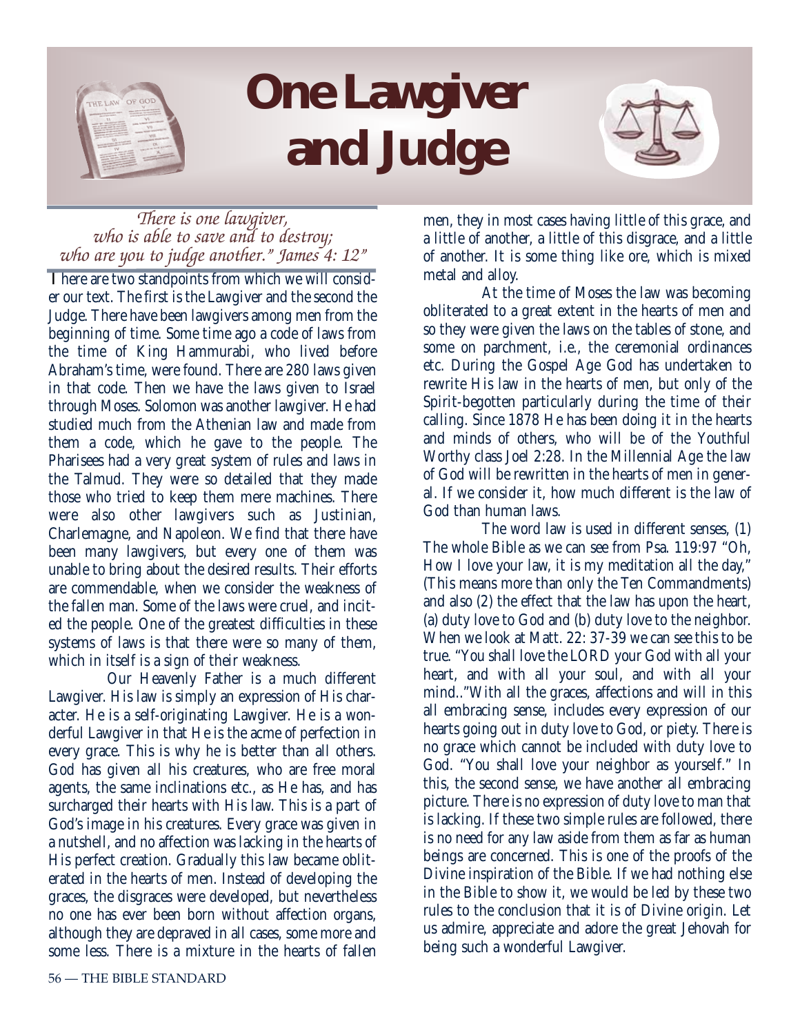# One Lawgiver and Judge

*There is one lawgiver, who is able to save and to destroy; who are you to judge another." James 4: 12"*

There are two standpoints from which we will consider our text. The first is the Lawgiver and the second the Judge. There have been lawgivers among men from the beginning of time. Some time ago a code of laws from the time of King Hammurabi, who lived before Abraham's time, were found. There are 280 laws given in that code. Then we have the laws given to Israel through Moses. Solomon was another lawgiver. He had studied much from the Athenian law and made from them a code, which he gave to the people. The Pharisees had a very great system of rules and laws in the Talmud. They were so detailed that they made those who tried to keep them mere machines. There were also other lawgivers such as Justinian, Charlemagne, and Napoleon. We find that there have been many lawgivers, but every one of them was unable to bring about the desired results. Their efforts are commendable, when we consider the weakness of the fallen man. Some of the laws were cruel, and incited the people. One of the greatest difficulties in these systems of laws is that there were so many of them, which in itself is a sign of their weakness.

Our Heavenly Father is a much different Lawgiver. His law is simply an expression of His character. He is a self-originating Lawgiver. He is a wonderful Lawgiver in that He is the acme of perfection in every grace. This is why he is better than all others. God has given all his creatures, who are free moral agents, the same inclinations etc., as He has, and has surcharged their hearts with His law. This is a part of God's image in his creatures. Every grace was given in a nutshell, and no affection was lacking in the hearts of His perfect creation. Gradually this law became obliterated in the hearts of men. Instead of developing the graces, the disgraces were developed, but nevertheless no one has ever been born without affection organs, although they are depraved in all cases, some more and some less. There is a mixture in the hearts of fallen men, they in most cases having little of this grace, and a little of another, a little of this disgrace, and a little of another. It is some thing like ore, which is mixed metal and alloy.

At the time of Moses the law was becoming obliterated to a great extent in the hearts of men and so they were given the laws on the tables of stone, and some on parchment, i.e., the ceremonial ordinances etc. During the Gospel Age God has undertaken to rewrite His law in the hearts of men, but only of the Spirit-begotten particularly during the time of their calling. Since 1878 He has been doing it in the hearts and minds of others, who will be of the Youthful Worthy class Joel 2:28. In the Millennial Age the law of God will be rewritten in the hearts of men in general. If we consider it, how much different is the law of God than human laws.

The word law is used in different senses, (1) The whole Bible as we can see from Psa. 119:97 "Oh, How I love your law, it is my meditation all the day," (This means more than only the Ten Commandments) and also (2) the effect that the law has upon the heart, (a) duty love to God and (b) duty love to the neighbor. When we look at Matt. 22: 37-39 we can see this to be true. "You shall love the LORD your God with all your heart, and with all your soul, and with all your mind.."With all the graces, affections and will in this all embracing sense, includes every expression of our hearts going out in duty love to God, or piety. There is no grace which cannot be included with duty love to God. "You shall love your neighbor as yourself." In this, the second sense, we have another all embracing picture. There is no expression of duty love to man that is lacking. If these two simple rules are followed, there is no need for any law aside from them as far as human beings are concerned. This is one of the proofs of the Divine inspiration of the Bible. If we had nothing else in the Bible to show it, we would be led by these two rules to the conclusion that it is of Divine origin. Let us admire, appreciate and adore the great Jehovah for being such a wonderful Lawgiver.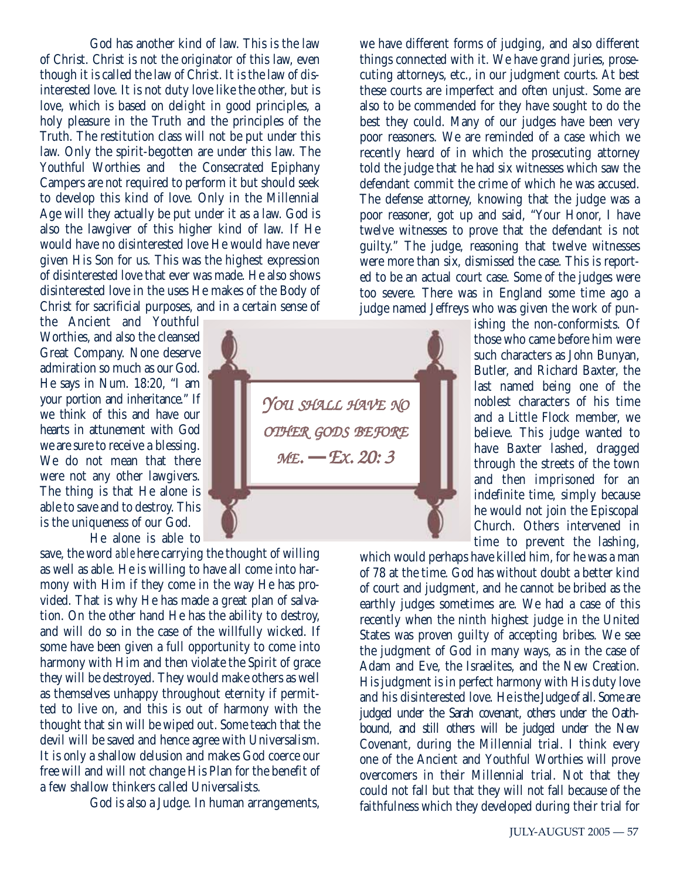God has another kind of law. This is the law of Christ. Christ is not the originator of this law, even though it is called the law of Christ. It is the law of disinterested love. It is not duty love like the other, but is love, which is based on delight in good principles, a holy pleasure in the Truth and the principles of the Truth. The restitution class will not be put under this law. Only the spirit-begotten are under this law. The Youthful Worthies and the Consecrated Epiphany Campers are not required to perform it but should seek to develop this kind of love. Only in the Millennial Age will they actually be put under it as a law. God is also the lawgiver of this higher kind of law. If He would have no disinterested love He would have never given His Son for us. This was the highest expression of disinterested love that ever was made. He also shows disinterested love in the uses He makes of the Body of Christ for sacrificial purposes, and in a certain sense of the Ancient and Youthful Worthies, and also the cleansed Great Company. None deserve admiration so much as our God. He says in Num. 18:20, "I am your portion and inheritance." If we think of this and have our hearts in attunement with God we are sure to receive a blessing. We do not mean that there were not any other lawgivers. The thing is that He alone is able to save and to destroy. This is the uniqueness of our God.

*You shall have no other gods before me. — Ex. 20: 3*

He alone is able to save, the word *able* here carrying the thought of willing as well as able. He is willing to have all come into harmony with Him if they come in the way He has provided. That is why He has made a great plan of salvation. On the other hand He has the ability to destroy, and will do so in the case of the willfully wicked. If some have been given a full opportunity to come into harmony with Him and then violate the Spirit of grace they will be destroyed. They would make others as well as themselves unhappy throughout eternity if permitted to live on, and this is out of harmony with the thought that sin will be wiped out. Some teach that the devil will be saved and hence agree with Universalism. It is only a shallow delusion and makes God coerce our free will and will not change His Plan for the benefit of a few shallow thinkers called Universalists.

God is also a Judge. In human arrangements, we have different forms of judging, and also different things connected with it. We have grand juries, prosecuting attorneys, etc., in our judgment courts. At best these courts are imperfect and often unjust. Some are also to be commended for they have sought to do the best they could. Many of our judges have been very poor reasoners. We are reminded of a case which we recently heard of in which the prosecuting attorney told the judge that he had six witnesses which saw the defendant commit the crime of which he was accused. The defense attorney, knowing that the judge was a poor reasoner, got up and said, "Your Honor, I have twelve witnesses to prove that the defendant is not guilty." The judge, reasoning that twelve witnesses were more than six, dismissed the case. This is reported to be an actual court case. Some of the judges were too severe. There was in England some time ago a judge named Jeffreys who was given the work of punishing the non-conformists. Of those who came before him were such characters as John Bunyan, Butler, and Richard Baxter, the last named being one of the noblest characters of his time and a Little Flock member, we believe. This judge wanted to have Baxter lashed, dragged through the streets of the town and then imprisoned for an indefinite time, simply because he would not join the Episcopal Church. Others intervened in time to prevent the lashing, which would perhaps have killed him, for he was a man of 78 at the time. God has without doubt a better kind of court and judgment, and he cannot be bribed as the earthly judges sometimes are. We had a case of this recently when the ninth highest judge in the United States was proven guilty of accepting bribes. We see the judgment of God in many ways, as in the case of Adam and Eve, the Israelites, and the New Creation. His judgment is in perfect harmony with His duty love and his disinterested love. He is the Judge of all. Some are judged under the Sarah covenant, others under the Oath-bound, and still others will be judged under the New Covenant, during the Millennial trial. I think every one of the Ancient and Youthful Worthies will prove overcomers in their Millennial trial. Not that they could not fall but that they will not fall because of the faithfulness which they developed during their trial for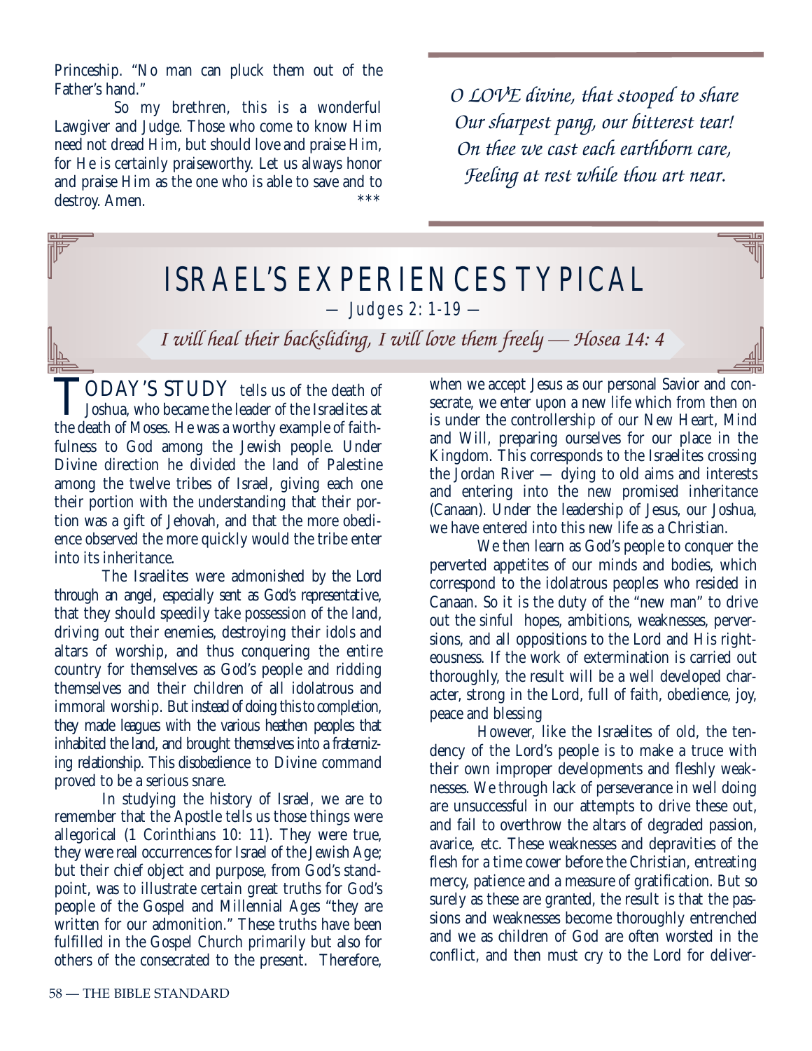Princeship. "No man can pluck them out of the Father's hand."

So my brethren, this is a wonderful Lawgiver and Judge. Those who come to know Him need not dread Him, but should love and praise Him, for He is certainly praiseworthy. Let us always honor and praise Him as the one who is able to save and to destroy. Amen. \*\*\*

*O LOVE divine, that stooped to share*
*Our sharpest pang, our bitterest tear!*
*On thee we cast each earthborn care,*
*Feeling at rest while thou art near.*

# ISRAEL'S EXPERIENCES TYPICAL

— Judges 2: 1-19 —

*I will heal their backsliding, I will love them freely — Hosea 14: 4*

TODAY'S STUDY tells us of the death of Joshua, who became the leader of the Israelites at the death of Moses. He was a worthy example of faithfulness to God among the Jewish people. Under Divine direction he divided the land of Palestine among the twelve tribes of Israel, giving each one their portion with the understanding that their portion was a gift of Jehovah, and that the more obedience observed the more quickly would the tribe enter into its inheritance.

The Israelites were admonished by the Lord through an angel, especially sent as God's representative, that they should speedily take possession of the land, driving out their enemies, destroying their idols and altars of worship, and thus conquering the entire country for themselves as God's people and ridding themselves and their children of all idolatrous and immoral worship. But instead of doing this to completion, they made leagues with the various heathen peoples that inhabited the land, and brought themselves into a fraternizing relationship. This disobedience to Divine command proved to be a serious snare.

In studying the history of Israel, we are to remember that the Apostle tells us those things were allegorical (1 Corinthians 10: 11). They were true, they were real occurrences for Israel of the Jewish Age; but their chief object and purpose, from God's standpoint, was to illustrate certain great truths for God's people of the Gospel and Millennial Ages "they are written for our admonition." These truths have been fulfilled in the Gospel Church primarily but also for others of the consecrated to the present. Therefore, when we accept Jesus as our personal Savior and consecrate, we enter upon a new life which from then on is under the controllership of our New Heart, Mind and Will, preparing ourselves for our place in the Kingdom. This corresponds to the Israelites crossing the Jordan River — dying to old aims and interests and entering into the new promised inheritance (Canaan). Under the leadership of Jesus, our Joshua, we have entered into this new life as a Christian.

We then learn as God's people to conquer the perverted appetites of our minds and bodies, which correspond to the idolatrous peoples who resided in Canaan. So it is the duty of the "new man" to drive out the sinful hopes, ambitions, weaknesses, perversions, and all oppositions to the Lord and His righteousness. If the work of extermination is carried out thoroughly, the result will be a well developed character, strong in the Lord, full of faith, obedience, joy, peace and blessing

However, like the Israelites of old, the tendency of the Lord's people is to make a truce with their own improper developments and fleshly weaknesses. We through lack of perseverance in well doing are unsuccessful in our attempts to drive these out, and fail to overthrow the altars of degraded passion, avarice, etc. These weaknesses and depravities of the flesh for a time cower before the Christian, entreating mercy, patience and a measure of gratification. But so surely as these are granted, the result is that the passions and weaknesses become thoroughly entrenched and we as children of God are often worsted in the conflict, and then must cry to the Lord for deliver-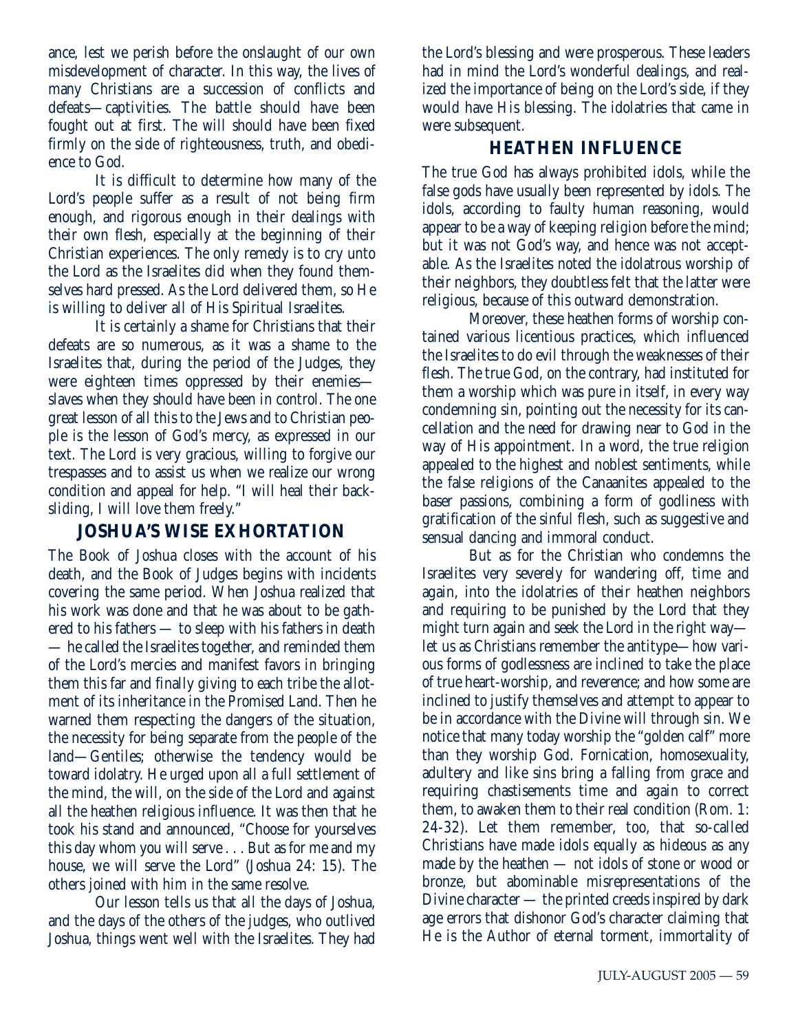ance, lest we perish before the onslaught of our own misdevelopment of character. In this way, the lives of many Christians are a succession of conflicts and defeats—captivities. The battle should have been fought out at first. The will should have been fixed firmly on the side of righteousness, truth, and obedience to God.

It is difficult to determine how many of the Lord's people suffer as a result of not being firm enough, and rigorous enough in their dealings with their own flesh, especially at the beginning of their Christian experiences. The only remedy is to cry unto the Lord as the Israelites did when they found themselves hard pressed. As the Lord delivered them, so He is willing to deliver all of His Spiritual Israelites.

It is certainly a shame for Christians that their defeats are so numerous, as it was a shame to the Israelites that, during the period of the Judges, they were eighteen times oppressed by their enemies—slaves when they should have been in control. The one great lesson of all this to the Jews and to Christian people is the lesson of God's mercy, as expressed in our text. The Lord is very gracious, willing to forgive our trespasses and to assist us when we realize our wrong condition and appeal for help. "I will heal their backsliding, I will love them freely."

## JOSHUA'S WISE EXHORTATION

The Book of Joshua closes with the account of his death, and the Book of Judges begins with incidents covering the same period. When Joshua realized that his work was done and that he was about to be gathered to his fathers — to sleep with his fathers in death — he called the Israelites together, and reminded them of the Lord's mercies and manifest favors in bringing them this far and finally giving to each tribe the allotment of its inheritance in the Promised Land. Then he warned them respecting the dangers of the situation, the necessity for being separate from the people of the land—Gentiles; otherwise the tendency would be toward idolatry. He urged upon all a full settlement of the mind, the will, on the side of the Lord and against all the heathen religious influence. It was then that he took his stand and announced, "Choose for yourselves this day whom you will serve . . . But as for me and my house, we will serve the Lord" (Joshua 24: 15). The others joined with him in the same resolve.

Our lesson tells us that all the days of Joshua, and the days of the others of the judges, who outlived Joshua, things went well with the Israelites. They had the Lord's blessing and were prosperous. These leaders had in mind the Lord's wonderful dealings, and realized the importance of being on the Lord's side, if they would have His blessing. The idolatries that came in were subsequent.

## HEATHEN INFLUENCE

The true God has always prohibited idols, while the false gods have usually been represented by idols. The idols, according to faulty human reasoning, would appear to be a way of keeping religion before the mind; but it was not God's way, and hence was not acceptable. As the Israelites noted the idolatrous worship of their neighbors, they doubtless felt that the latter were religious, because of this outward demonstration.

Moreover, these heathen forms of worship contained various licentious practices, which influenced the Israelites to do evil through the weaknesses of their flesh. The true God, on the contrary, had instituted for them a worship which was pure in itself, in every way condemning sin, pointing out the necessity for its cancellation and the need for drawing near to God in the way of His appointment. In a word, the true religion appealed to the highest and noblest sentiments, while the false religions of the Canaanites appealed to the baser passions, combining a form of godliness with gratification of the sinful flesh, such as suggestive and sensual dancing and immoral conduct.

But as for the Christian who condemns the Israelites very severely for wandering off, time and again, into the idolatries of their heathen neighbors and requiring to be punished by the Lord that they might turn again and seek the Lord in the right way—let us as Christians remember the antitype—how various forms of godlessness are inclined to take the place of true heart-worship, and reverence; and how some are inclined to justify themselves and attempt to appear to be in accordance with the Divine will through sin. We notice that many today worship the "golden calf" more than they worship God. Fornication, homosexuality, adultery and like sins bring a falling from grace and requiring chastisements time and again to correct them, to awaken them to their real condition (Rom. 1: 24-32). Let them remember, too, that so-called Christians have made idols equally as hideous as any made by the heathen — not idols of stone or wood or bronze, but abominable misrepresentations of the Divine character — the printed creeds inspired by dark age errors that dishonor God's character claiming that He is the Author of eternal torment, immortality of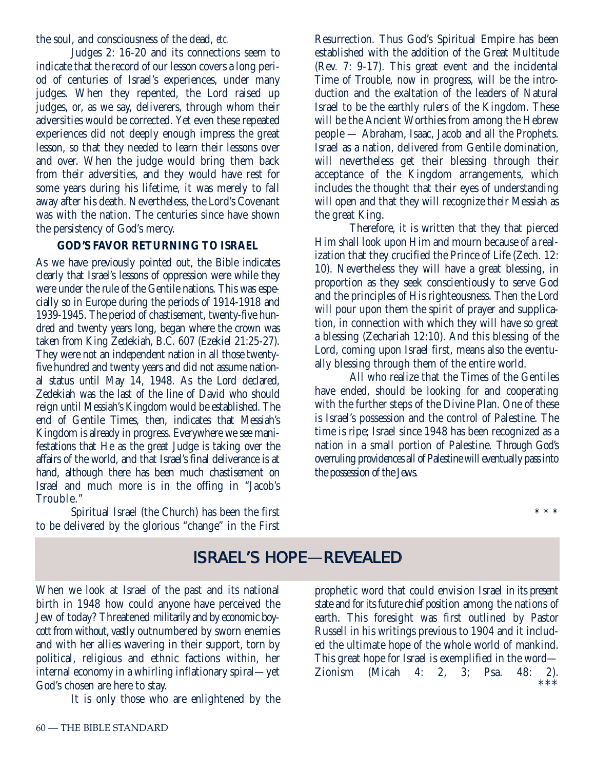the soul, and consciousness of the dead, *etc.*

Judges 2: 16-20 and its connections seem to indicate that the record of our lesson covers a long period of centuries of Israel's experiences, under many judges. When they repented, the Lord raised up judges, or, as we say, deliverers, through whom their adversities would be corrected. Yet even these repeated experiences did not deeply enough impress the great lesson, so that they needed to learn their lessons over and over. When the judge would bring them back from their adversities, and they would have rest for some years during his lifetime, it was merely to fall away after his death. Nevertheless, the Lord's Covenant was with the nation. The centuries since have shown the persistency of God's mercy.

**GOD'S FAVOR RETURNING TO ISRAEL**

As we have previously pointed out, the Bible indicates clearly that Israel's lessons of oppression were while they were under the rule of the Gentile nations. This was especially so in Europe during the periods of 1914-1918 and 1939-1945. The period of chastisement, twenty-five hundred and twenty years long, began where the crown was taken from King Zedekiah, B.C. 607 (Ezekiel 21:25-27). They were not an independent nation in all those twenty-five hundred and twenty years and did not assume national status until May 14, 1948. As the Lord declared, Zedekiah was the last of the line of David who should reign until Messiah's Kingdom would be established. The end of Gentile Times, then, indicates that Messiah's Kingdom is already in progress. Everywhere we see manifestations that He as the great Judge is taking over the affairs of the world, and that Israel's final deliverance is at hand, although there has been much chastisement on Israel and much more is in the offing in "Jacob's Trouble."

Spiritual Israel (the Church) has been the first to be delivered by the glorious "change" in the First Resurrection. Thus God's Spiritual Empire has been established with the addition of the Great Multitude (Rev. 7: 9-17). This great event and the incidental Time of Trouble, now in progress, will be the introduction and the exaltation of the leaders of Natural Israel to be the earthly rulers of the Kingdom. These will be the Ancient Worthies from among the Hebrew people — Abraham, Isaac, Jacob and all the Prophets. Israel as a nation, delivered from Gentile domination, will nevertheless get their blessing through their acceptance of the Kingdom arrangements, which includes the thought that their eyes of understanding will open and that they will recognize their Messiah as the great King.

Therefore, it is written that they that pierced Him shall look upon Him and mourn because of a realization that they crucified the Prince of Life (Zech. 12: 10). Nevertheless they will have a great blessing, in proportion as they seek conscientiously to serve God and the principles of His righteousness. Then the Lord will pour upon them the spirit of prayer and supplication, in connection with which they will have so great a blessing (Zechariah 12:10). And this blessing of the Lord, coming upon Israel first, means also the eventually blessing through them of the entire world.

All who realize that the Times of the Gentiles have ended, should be looking for and cooperating with the further steps of the Divine Plan. One of these is Israel's possession and the control of Palestine. The time is ripe; Israel since 1948 has been recognized as a nation in a small portion of Palestine. Through God's overruling providences all of Palestine will eventually pass into the possession of the Jews.

\* \* \*

## ISRAEL'S HOPE—REVEALED

When we look at Israel of the past and its national birth in 1948 how could anyone have perceived the Jew of today? Threatened militarily and by economic boycott from without, vastly outnumbered by sworn enemies and with her allies wavering in their support, torn by political, religious and ethnic factions within, her internal economy in a whirling inflationary spiral—yet God's chosen are here to stay.

It is only those who are enlightened by the prophetic word that could envision Israel in its present state and for its future chief position among the nations of earth. This foresight was first outlined by Pastor Russell in his writings previous to 1904 and it included the ultimate hope of the whole world of mankind. This great hope for Israel is exemplified in the word—Zionism (Micah 4: 2, 3; Psa. 48: 2).

\*\*\*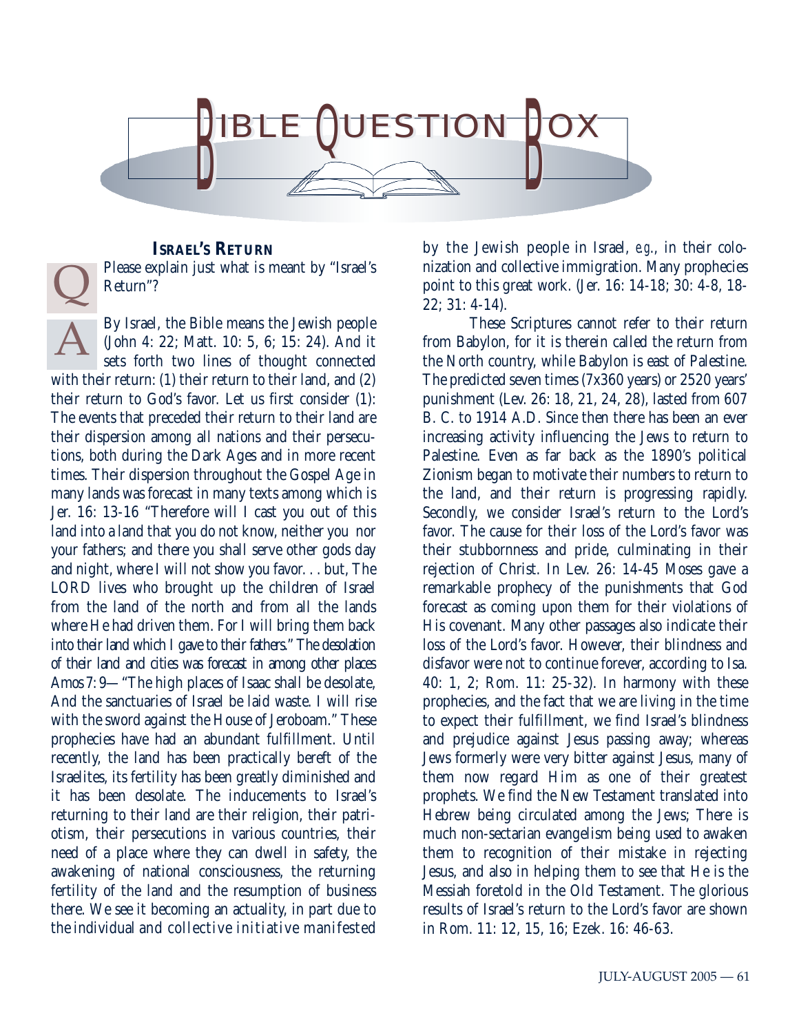# BIBLE QUESTION BOX

## ISRAEL'S RETURN

**Q** Please explain just what is meant by "Israel's Return"?

**A** By Israel, the Bible means the Jewish people (John 4: 22; Matt. 10: 5, 6; 15: 24). And it sets forth two lines of thought connected with their return: (1) their return to their land, and (2) their return to God's favor. Let us first consider (1): The events that preceded their return to their land are their dispersion among all nations and their persecutions, both during the Dark Ages and in more recent times. Their dispersion throughout the Gospel Age in many lands was forecast in many texts among which is Jer. 16: 13-16 "Therefore will I cast you out of this land into a land that you do not know, neither you nor your fathers; and there you shall serve other gods day and night, where I will not show you favor. . . but, The LORD lives who brought up the children of Israel from the land of the north and from all the lands where He had driven them. For I will bring them back into their land which I gave to their fathers." The desolation of their land and cities was forecast in among other places Amos 7: 9—"The high places of Isaac shall be desolate, And the sanctuaries of Israel be laid waste. I will rise with the sword against the House of Jeroboam." These prophecies have had an abundant fulfillment. Until recently, the land has been practically bereft of the Israelites, its fertility has been greatly diminished and it has been desolate. The inducements to Israel's returning to their land are their religion, their patriotism, their persecutions in various countries, their need of a place where they can dwell in safety, the awakening of national consciousness, the returning fertility of the land and the resumption of business there. We see it becoming an actuality, in part due to the individual and collective initiative manifested by the Jewish people in Israel, *e.g.*, in their colonization and collective immigration. Many prophecies point to this great work. (Jer. 16: 14-18; 30: 4-8, 18-22; 31: 4-14).

These Scriptures cannot refer to their return from Babylon, for it is therein called the return from the North country, while Babylon is east of Palestine. The predicted seven times (7x360 years) or 2520 years' punishment (Lev. 26: 18, 21, 24, 28), lasted from 607 B. C. to 1914 A.D. Since then there has been an ever increasing activity influencing the Jews to return to Palestine. Even as far back as the 1890's political Zionism began to motivate their numbers to return to the land, and their return is progressing rapidly. Secondly, we consider Israel's return to the Lord's favor. The cause for their loss of the Lord's favor was their stubbornness and pride, culminating in their rejection of Christ. In Lev. 26: 14-45 Moses gave a remarkable prophecy of the punishments that God forecast as coming upon them for their violations of His covenant. Many other passages also indicate their loss of the Lord's favor. However, their blindness and disfavor were not to continue forever, according to Isa. 40: 1, 2; Rom. 11: 25-32). In harmony with these prophecies, and the fact that we are living in the time to expect their fulfillment, we find Israel's blindness and prejudice against Jesus passing away; whereas Jews formerly were very bitter against Jesus, many of them now regard Him as one of their greatest prophets. We find the New Testament translated into Hebrew being circulated among the Jews; There is much non-sectarian evangelism being used to awaken them to recognition of their mistake in rejecting Jesus, and also in helping them to see that He is the Messiah foretold in the Old Testament. The glorious results of Israel's return to the Lord's favor are shown in Rom. 11: 12, 15, 16; Ezek. 16: 46-63.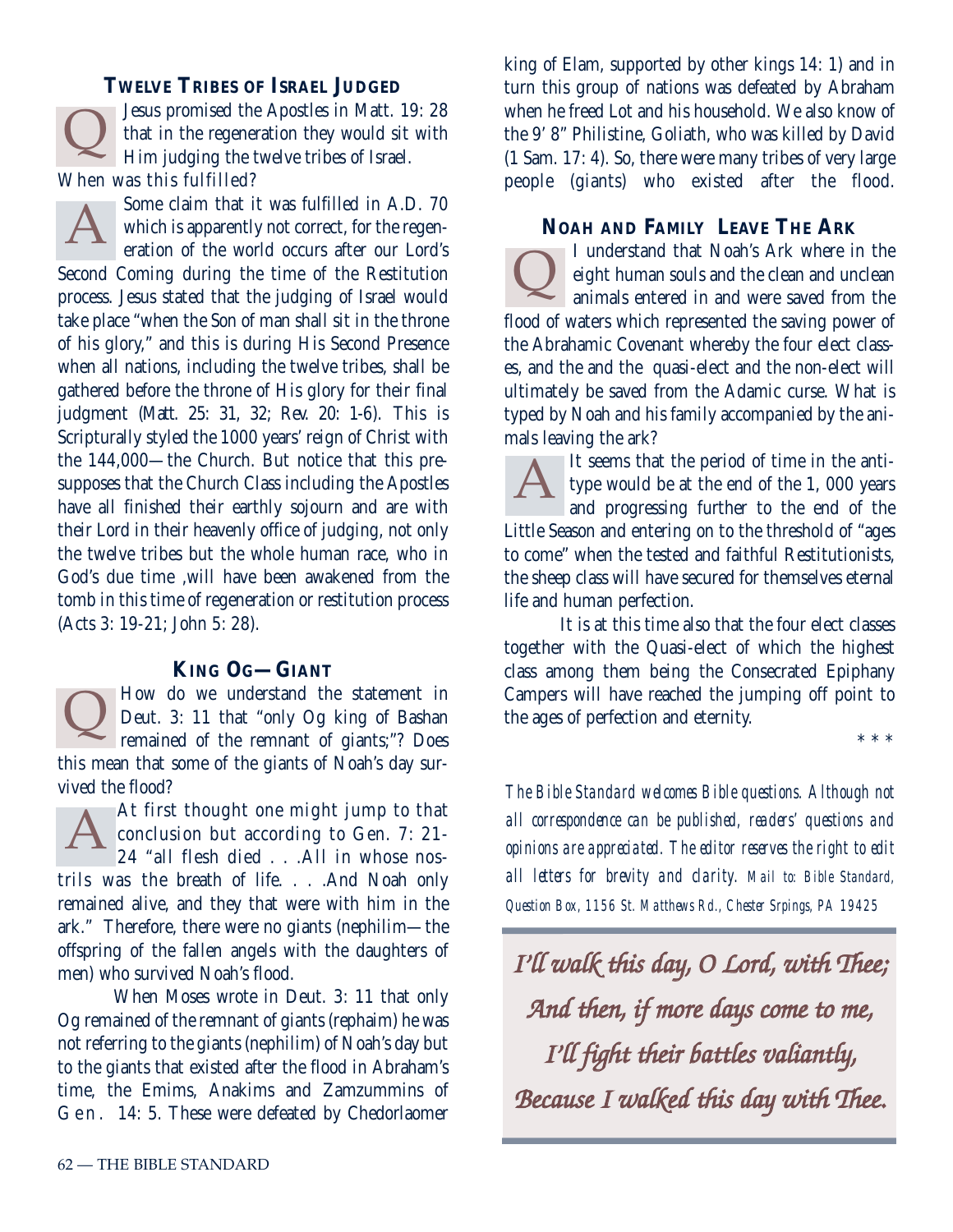### TWELVE TRIBES OF ISRAEL JUDGED

**Q** Jesus promised the Apostles in Matt. 19: 28 that in the regeneration they would sit with Him judging the twelve tribes of Israel. When was this fulfilled?

**A** Some claim that it was fulfilled in A.D. 70 which is apparently not correct, for the regeneration of the world occurs after our Lord's Second Coming during the time of the Restitution process. Jesus stated that the judging of Israel would take place "when the Son of man shall sit in the throne of his glory," and this is during His Second Presence when all nations, including the twelve tribes, shall be gathered before the throne of His glory for their final judgment (Matt. 25: 31, 32; Rev. 20: 1-6). This is Scripturally styled the 1000 years' reign of Christ with the 144,000—the Church. But notice that this presupposes that the Church Class including the Apostles have all finished their earthly sojourn and are with their Lord in their heavenly office of judging, not only the twelve tribes but the whole human race, who in God's due time ,will have been awakened from the tomb in this time of regeneration or restitution process (Acts 3: 19-21; John 5: 28).

### KING OG—GIANT

**Q** How do we understand the statement in Deut. 3: 11 that "only Og king of Bashan remained of the remnant of giants;"? Does this mean that some of the giants of Noah's day survived the flood?

**A** At first thought one might jump to that conclusion but according to Gen. 7: 21-24 "all flesh died . . .All in whose nostrils was the breath of life. . . .And Noah only remained alive, and they that were with him in the ark." Therefore, there were no giants (nephilim—the offspring of the fallen angels with the daughters of men) who survived Noah's flood.

When Moses wrote in Deut. 3: 11 that only Og remained of the remnant of giants (rephaim) he was not referring to the giants (nephilim) of Noah's day but to the giants that existed after the flood in Abraham's time, the Emims, Anakims and Zamzummins of Gen. 14: 5. These were defeated by Chedorlaomer king of Elam, supported by other kings 14: 1) and in turn this group of nations was defeated by Abraham when he freed Lot and his household. We also know of the 9' 8" Philistine, Goliath, who was killed by David (1 Sam. 17: 4). So, there were many tribes of very large people (giants) who existed after the flood.

### NOAH AND FAMILY LEAVE THE ARK

**Q** I understand that Noah's Ark where in the eight human souls and the clean and unclean animals entered in and were saved from the flood of waters which represented the saving power of the Abrahamic Covenant whereby the four elect classes, and the and the quasi-elect and the non-elect will ultimately be saved from the Adamic curse. What is typed by Noah and his family accompanied by the animals leaving the ark?

**A** It seems that the period of time in the antitype would be at the end of the 1, 000 years and progressing further to the end of the Little Season and entering on to the threshold of "ages to come" when the tested and faithful Restitutionists, the sheep class will have secured for themselves eternal life and human perfection.

It is at this time also that the four elect classes together with the Quasi-elect of which the highest class among them being the Consecrated Epiphany Campers will have reached the jumping off point to the ages of perfection and eternity.

\* \* \*

*The Bible Standard welcomes Bible questions. Although not all correspondence can be published, readers' questions and opinions are appreciated. The editor reserves the right to edit all letters for brevity and clarity. Mail to: Bible Standard, Question Box, 1156 St. Matthews Rd., Chester Srpings, PA 19425*

*I'll walk this day, O Lord, with Thee;*
*And then, if more days come to me,*
*I'll fight their battles valiantly,*
*Because I walked this day with Thee.*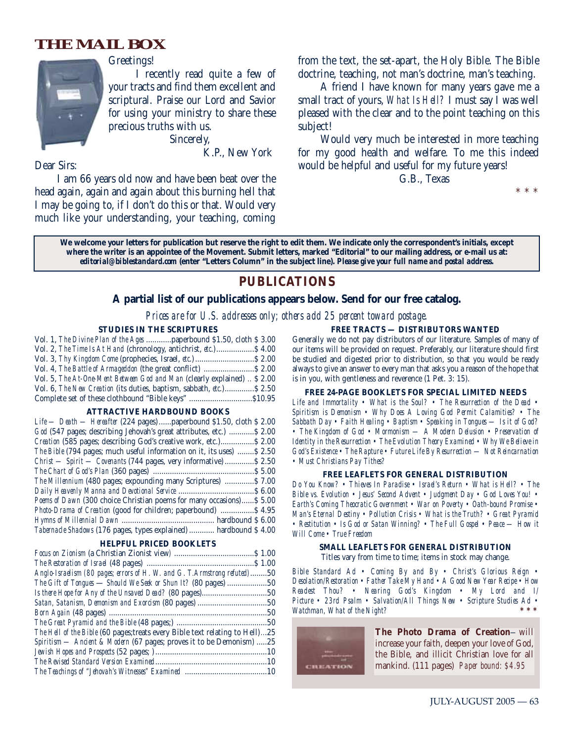# THE MAIL BOX

Greetings!

I recently read quite a few of your tracts and find them excellent and scriptural. Praise our Lord and Savior for using your ministry to share these precious truths with us.

Sincerely,

K.P., New York

Dear Sirs:

I am 66 years old now and have been beat over the head again, again and again about this burning hell that I may be going to, if I don't do this or that. Would very much like your understanding, your teaching, coming from the text, the set-apart, the Holy Bible. The Bible doctrine, teaching, not man's doctrine, man's teaching.

A friend I have known for many years gave me a small tract of yours, *What Is Hell?* I must say I was well pleased with the clear and to the point teaching on this subject!

Would very much be interested in more teaching for my good health and welfare. To me this indeed would be helpful and useful for my future years!

G.B., Texas

\* \* \*

**We welcome your letters for publication but reserve the right to edit them. We indicate only the correspondent's initials, except where the writer is an appointee of the Movement. Submit letters, marked "Editorial" to our mailing address, or e-mail us at: *editorial@biblestandard.com* (enter "Letters Column" in the subject line). *Please give your full name and postal address.***

## PUBLICATIONS

### A partial list of our publications appears below. Send for our free catalog.

*Prices are for U.S. addresses only; others add 25 percent toward postage.*

**STUDIES IN THE SCRIPTURES**

- Vol. 1, *The Divine Plan of the Ages* ............paperbound $1.50, cloth $ 3.00
- Vol. 2, *The Time Is At Hand* (chronology, antichrist, *etc.*)..................$ 4.00
- Vol. 3, *Thy Kingdom Come* (prophecies, Israel, *etc.*)............................$ 2.00
- Vol. 4, *The Battle of Armageddon* (the great conflict) ........................$ 2.00
- Vol. 5, *The At-One-Ment Between God and Man* (clearly explained) .. $ 2.00
- Vol. 6, *The New Creation* (its duties, baptism, sabbath, *etc.*)..............$ 2.50
- Complete set of these clothbound "Bible keys" ..............................$10.95

**ATTRACTIVE HARDBOUND BOOKS**

- *Life — Death — Hereafter* (224 pages)......paperbound $1.50, cloth $ 2.00
- *God* (547 pages; describing Jehovah's great attributes, etc.) ............$ 2.00
- *Creation* (585 pages; describing God's creative work, etc.)................$ 2.00
- *The Bible* (794 pages; much useful information on it, its uses) .........$ 2.50
- *Christ — Spirit — Covenants* (744 pages, very informative)..............$ 2.50
- *The Chart of God's Plan* (360 pages) ................................................$ 5.00
- *The Millennium* (480 pages; expounding many Scriptures) ..............$ 7.00
- *Daily Heavenly Manna and Devotional Service* ....................................$ 6.00
- *Poems of Dawn* (300 choice Christian poems for many occasions)......$ 5.00
- *Photo-Drama of Creation* (good for children; paperbound) ................$ 4.95
- *Hymns of Millennial Dawn* ........................................... hardbound $ 6.00
- *Tabernacle Shadows* (176 pages, types explained) ............ hardbound $ 4.00

**HELPFUL PRICED BOOKLETS**

- *Focus on Zionism* (a Christian Zionist view) ......................................$ 1.00
- *The Restoration of Israel* (48 pages) ...................................................$ 1.00
- *Anglo-Israelism (80 pages; errors of H. W. and G. T. Armstrong refuted)*........50
- *The Gift of Tongues — Should We Seek or Shun It?* (80 pages) ...................50
- *Is there Hope for Any of the Unsaved Dead?* (80 pages)...............................50
- *Satan, Satanism, Demonism and Exorcism* (80 pages) .................................50
- *Born Again* (48 pages) ...........................................................................50
- *The Great Pyramid and the Bible* (48 pages;) ..........................................50
- *The Hell of the Bible* (60 pages;treats every Bible text relating to Hell)...25
- *Spiritism — Ancient & Modern* (67 pages; proves it to be Demonism) .....25
- *Jewish Hopes and Prospects* (52 pages; ) ....................................................10
- *The Revised Standard Version Examined*....................................................10
- *The Teachings of "Jehovah's Witnesses" Examined* .......................................10

**FREE TRACTS — DISTRIBUTORS WANTED**

Generally we do not pay distributors of our literature. Samples of many of our items will be provided on request. Preferably, our literature should first be studied and digested prior to distribution, so that you would be ready always to give an answer to every man that asks you a reason of the hope that is in you, with gentleness and reverence (1 Pet. 3: 15).

**FREE 24-PAGE BOOKLETS FOR SPECIAL LIMITED NEEDS**

*Life and Immortality • What is the Soul? • The Resurrection of the Dead • Spiritism is Demonism • Why Does A Loving God Permit Calamities? • The Sabbath Day • Faith Healing • Baptism • Speaking in Tongues — Is it of God? • The Kingdom of God • Mormonism — A Modern Delusion • Preservation of Identity in the Resurrection • The Evolution Theory Examined • Why We Believe in God's Existence • The Rapture • Future Life By Resurrection — Not Reincarnation • Must Christians Pay Tithes?*

**FREE LEAFLETS FOR GENERAL DISTRIBUTION**

*Do You Know? • Thieves In Paradise • Israel's Return • What is Hell? • The Bible vs. Evolution • Jesus' Second Advent • Judgment Day • God Loves You! • Earth's Coming Theocratic Government • War on Poverty • Oath-bound Promise • Man's Eternal Destiny • Pollution Crisis • What is the Truth? • Great Pyramid • Restitution • Is God or Satan Winning? • The Full Gospel • Peace — How it Will Come • True Freedom*

**SMALL LEAFLETS FOR GENERAL DISTRIBUTION**

Titles vary from time to time; items in stock may change.

*Bible Standard Ad • Coming By and By • Christ's Glorious Reign • Desolation/Restoration • Father Take My Hand • A Good New Year Recipe • How Readest Thou? • Nearing God's Kingdom • My Lord and I/ Picture • 23rd Psalm • Salvation/All Things New • Scripture Studies Ad • Watchman, What of the Night?*

\* \* \*

**The Photo Drama of Creation**– will increase your faith, deepen your love of God, the Bible, and illicit Christian love for all mankind. (111 pages) *Paper bound: $4.95*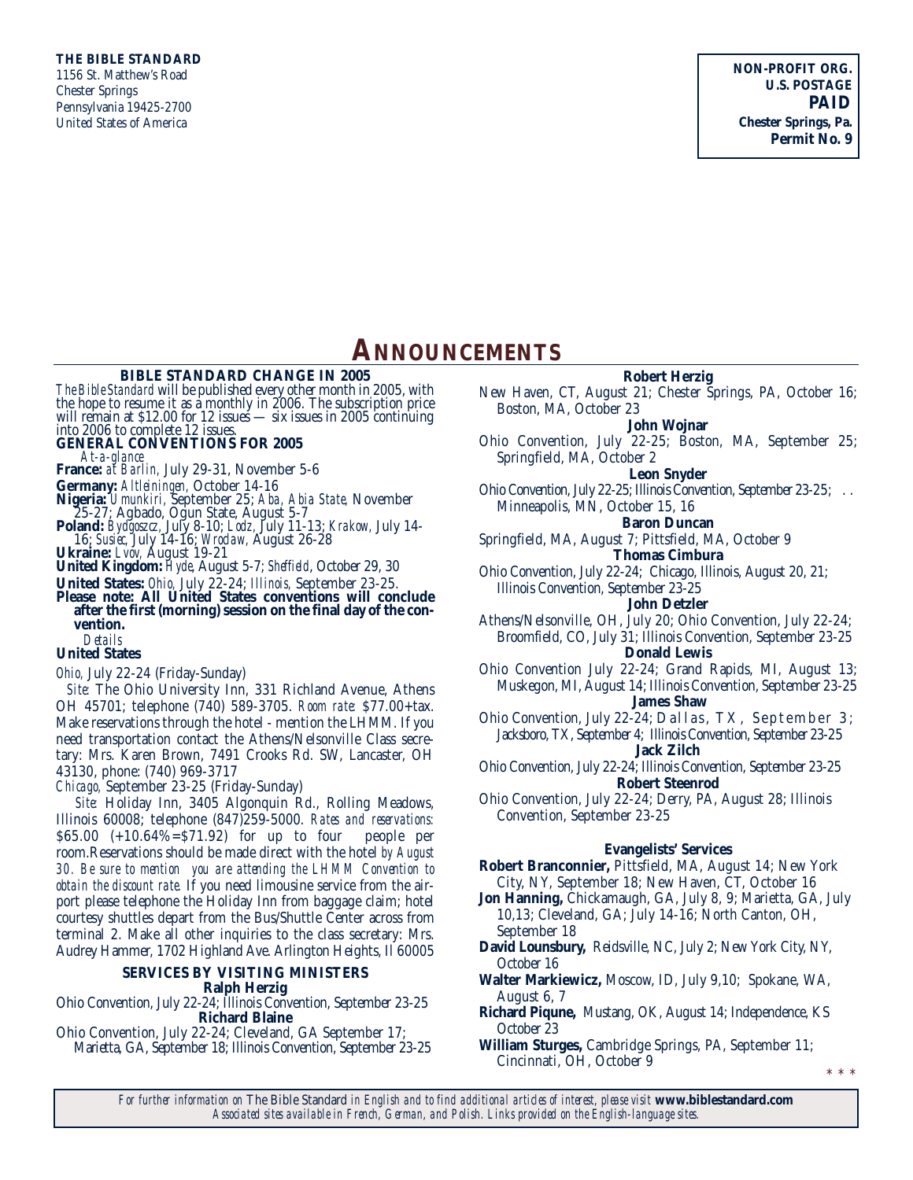**THE BIBLE STANDARD**
1156 St. Matthew's Road
Chester Springs
Pennsylvania 19425-2700
United States of America

**NON-PROFIT ORG.**
**U.S. POSTAGE**
**PAID**
**Chester Springs, Pa.**
**Permit No. 9**

# ANNOUNCEMENTS

### BIBLE STANDARD CHANGE IN 2005

*The Bible Standard* will be published every other month in 2005, with the hope to resume it as a monthly in 2006. The subscription price will remain at $12.00 for 12 issues — six issues in 2005 continuing into 2006 to complete 12 issues.

### GENERAL CONVENTIONS FOR 2005

*At-a-glance*

**France:** *at Barlin,* July 29-31, November 5-6

**Germany:** *Altleiningen,* October 14-16

**Nigeria:** *Umunkiri,* September 25; *Aba, Abia State,* November 25-27; Agbado, Ogun State, August 5-7

**Poland:** *Bydgoszcz,* July 8-10; *Lodz,* July 11-13; *Krakow,* July 14-16; *Susiec,* July 14-16; *Wroclaw,* August 26-28

**Ukraine:** *Lvov,* August 19-21

**United Kingdom:** *Hyde,* August 5-7; *Sheffield,* October 29, 30

**United States:** *Ohio,* July 22-24; *Illinois,* September 23-25.

**Please note: All United States conventions will conclude after the first (morning) session on the final day of the convention.**

*Details*

**United States**

*Ohio,* July 22-24 (Friday-Sunday)

*Site:* The Ohio University Inn, 331 Richland Avenue, Athens OH 45701; telephone (740) 589-3705. *Room rate:* $77.00+tax. Make reservations through the hotel - mention the LHMM. If you need transportation contact the Athens/Nelsonville Class secretary: Mrs. Karen Brown, 7491 Crooks Rd. SW, Lancaster, OH 43130, phone: (740) 969-3717

*Chicago,* September 23-25 (Friday-Sunday)

*Site:* Holiday Inn, 3405 Algonquin Rd., Rolling Meadows, Illinois 60008; telephone (847)259-5000. *Rates and reservations:* $65.00 (+10.64%=$71.92) for up to four people per room.Reservations should be made direct with the hotel *by August 30. Be sure to mention you are attending the LHMM Convention to obtain the discount rate.* If you need limousine service from the airport please telephone the Holiday Inn from baggage claim; hotel courtesy shuttles depart from the Bus/Shuttle Center across from terminal 2. Make all other inquiries to the class secretary: Mrs. Audrey Hammer, 1702 Highland Ave. Arlington Heights, Il 60005

### SERVICES BY VISITING MINISTERS

**Ralph Herzig**
Ohio Convention, July 22-24; Illinois Convention, September 23-25

**Richard Blaine**
Ohio Convention, July 22-24; Cleveland, GA September 17; Marietta, GA, September 18; Illinois Convention, September 23-25

**Robert Herzig**
New Haven, CT, August 21; Chester Springs, PA, October 16; Boston, MA, October 23

**John Wojnar**
Ohio Convention, July 22-25; Boston, MA, September 25; Springfield, MA, October 2

**Leon Snyder**
Ohio Convention, July 22-25; Illinois Convention, September 23-25; . . Minneapolis, MN, October 15, 16

**Baron Duncan**
Springfield, MA, August 7; Pittsfield, MA, October 9

**Thomas Cimbura**
Ohio Convention, July 22-24; Chicago, Illinois, August 20, 21; Illinois Convention, September 23-25

**John Detzler**
Athens/Nelsonville, OH, July 20; Ohio Convention, July 22-24; Broomfield, CO, July 31; Illinois Convention, September 23-25

**Donald Lewis**
Ohio Convention July 22-24; Grand Rapids, MI, August 13; Muskegon, MI, August 14; Illinois Convention, September 23-25

**James Shaw**
Ohio Convention, July 22-24; Dallas, TX, September 3; Jacksboro, TX, September 4; Illinois Convention, September 23-25

**Jack Zilch**
Ohio Convention, July 22-24; Illinois Convention, September 23-25

**Robert Steenrod**
Ohio Convention, July 22-24; Derry, PA, August 28; Illinois Convention, September 23-25

### Evangelists' Services

**Robert Branconnier,** Pittsfield, MA, August 14; New York City, NY, September 18; New Haven, CT, October 16

**Jon Hanning,** Chickamaugh, GA, July 8, 9; Marietta, GA, July 10,13; Cleveland, GA; July 14-16; North Canton, OH, September 18

**David Lounsbury,** Reidsville, NC, July 2; New York City, NY, October 16

**Walter Markiewicz,** Moscow, ID, July 9,10; Spokane, WA, August 6, 7

**Richard Pique,** Mustang, OK, August 14; Independence, KS October 23

**William Sturges,** Cambridge Springs, PA, September 11; Cincinnati, OH, October 9

\* \* \*

*For further information on* The Bible Standard *in English and to find additional articles of interest, please visit* **www.biblestandard.com**
*Associated sites available in French, German, and Polish. Links provided on the English-language sites.*